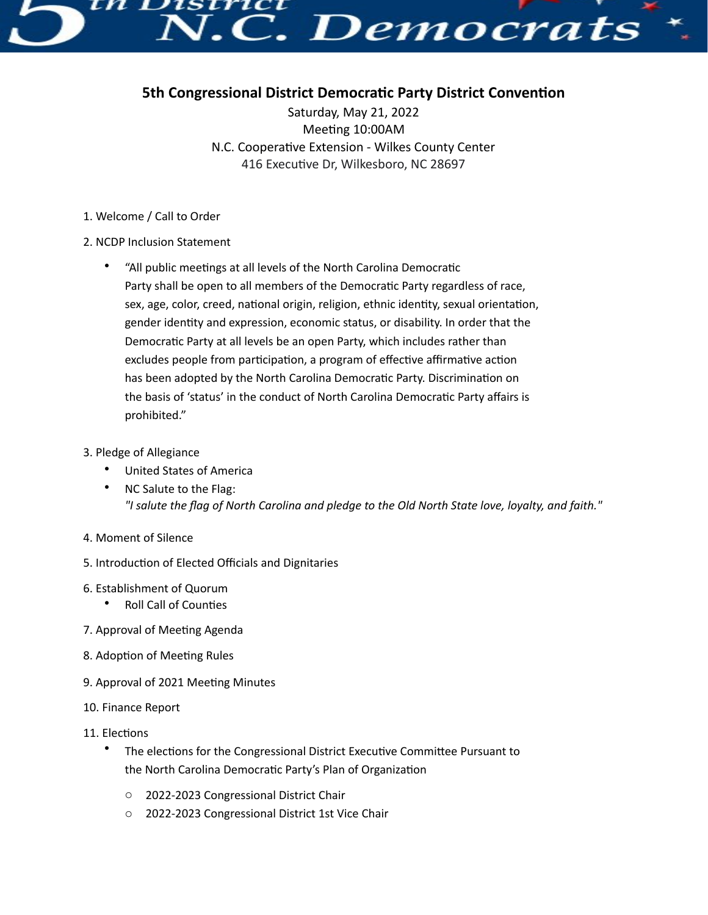# 5th District N.C. Democrats

## 5th Congressional District Democratic Party District Convention

Saturday, May 21, 2022
Meeting 10:00AM
N.C. Cooperative Extension - Wilkes County Center
416 Executive Dr, Wilkesboro, NC 28697

1. Welcome / Call to Order
2. NCDP Inclusion Statement
   - "All public meetings at all levels of the North Carolina Democratic Party shall be open to all members of the Democratic Party regardless of race, sex, age, color, creed, national origin, religion, ethnic identity, sexual orientation, gender identity and expression, economic status, or disability. In order that the Democratic Party at all levels be an open Party, which includes rather than excludes people from participation, a program of effective affirmative action has been adopted by the North Carolina Democratic Party. Discrimination on the basis of 'status' in the conduct of North Carolina Democratic Party affairs is prohibited."
3. Pledge of Allegiance
   - United States of America
   - NC Salute to the Flag:
     *"I salute the flag of North Carolina and pledge to the Old North State love, loyalty, and faith."*
4. Moment of Silence
5. Introduction of Elected Officials and Dignitaries
6. Establishment of Quorum
   - Roll Call of Counties
7. Approval of Meeting Agenda
8. Adoption of Meeting Rules
9. Approval of 2021 Meeting Minutes
10. Finance Report
11. Elections
    - The elections for the Congressional District Executive Committee Pursuant to the North Carolina Democratic Party's Plan of Organization
      - 2022-2023 Congressional District Chair
      - 2022-2023 Congressional District 1st Vice Chair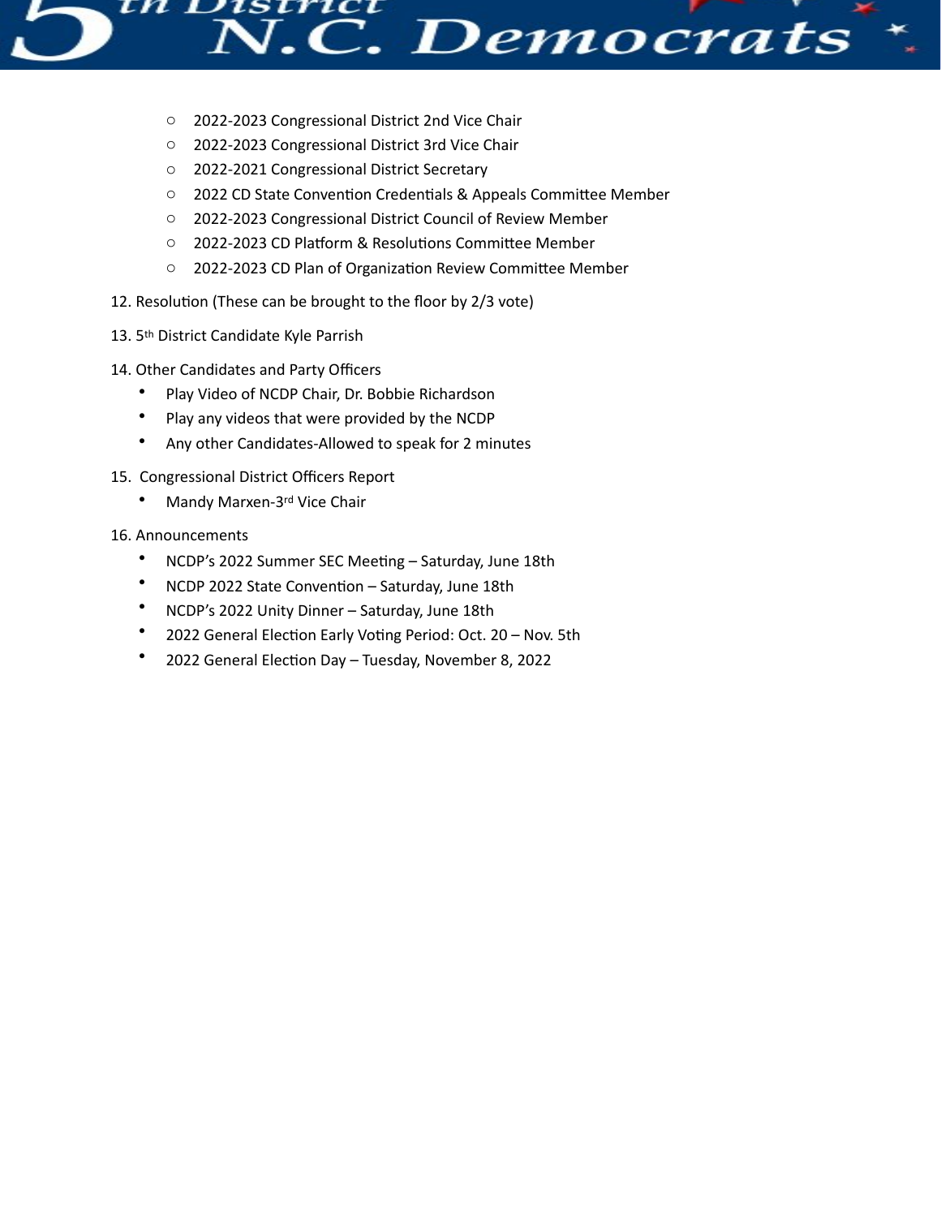- 2022-2023 Congressional District 2nd Vice Chair
- 2022-2023 Congressional District 3rd Vice Chair
- 2022-2021 Congressional District Secretary
- 2022 CD State Convention Credentials & Appeals Committee Member
- 2022-2023 Congressional District Council of Review Member
- 2022-2023 CD Platform & Resolutions Committee Member
- 2022-2023 CD Plan of Organization Review Committee Member

12. Resolution (These can be brought to the floor by 2/3 vote)

13. 5th District Candidate Kyle Parrish

14. Other Candidates and Party Officers
    - Play Video of NCDP Chair, Dr. Bobbie Richardson
    - Play any videos that were provided by the NCDP
    - Any other Candidates-Allowed to speak for 2 minutes

15. Congressional District Officers Report
    - Mandy Marxen-3rd Vice Chair

16. Announcements
    - NCDP's 2022 Summer SEC Meeting – Saturday, June 18th
    - NCDP 2022 State Convention – Saturday, June 18th
    - NCDP's 2022 Unity Dinner – Saturday, June 18th
    - 2022 General Election Early Voting Period: Oct. 20 – Nov. 5th
    - 2022 General Election Day – Tuesday, November 8, 2022